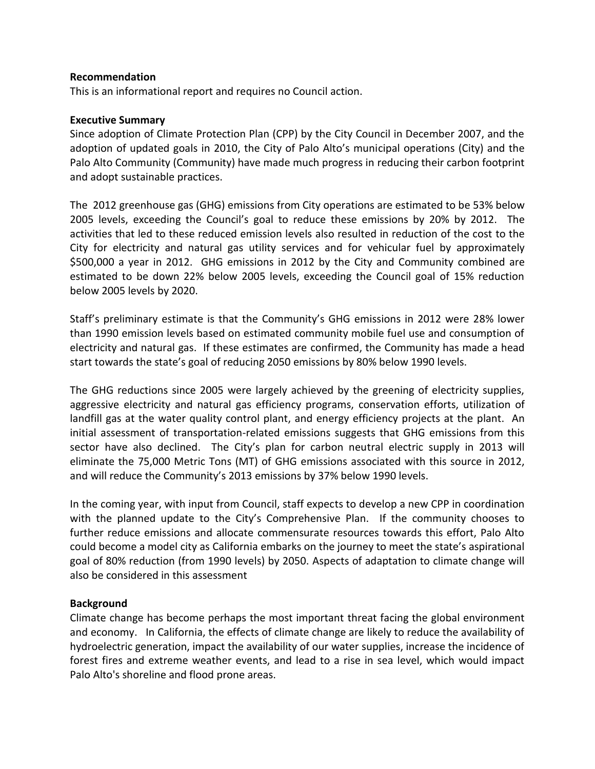**Recommendation**

This is an informational report and requires no Council action.

**Executive Summary**

Since adoption of Climate Protection Plan (CPP) by the City Council in December 2007, and the adoption of updated goals in 2010, the City of Palo Alto's municipal operations (City) and the Palo Alto Community (Community) have made much progress in reducing their carbon footprint and adopt sustainable practices.

The 2012 greenhouse gas (GHG) emissions from City operations are estimated to be 53% below 2005 levels, exceeding the Council's goal to reduce these emissions by 20% by 2012. The activities that led to these reduced emission levels also resulted in reduction of the cost to the City for electricity and natural gas utility services and for vehicular fuel by approximately $500,000 a year in 2012. GHG emissions in 2012 by the City and Community combined are estimated to be down 22% below 2005 levels, exceeding the Council goal of 15% reduction below 2005 levels by 2020.

Staff's preliminary estimate is that the Community's GHG emissions in 2012 were 28% lower than 1990 emission levels based on estimated community mobile fuel use and consumption of electricity and natural gas. If these estimates are confirmed, the Community has made a head start towards the state's goal of reducing 2050 emissions by 80% below 1990 levels.

The GHG reductions since 2005 were largely achieved by the greening of electricity supplies, aggressive electricity and natural gas efficiency programs, conservation efforts, utilization of landfill gas at the water quality control plant, and energy efficiency projects at the plant. An initial assessment of transportation-related emissions suggests that GHG emissions from this sector have also declined. The City's plan for carbon neutral electric supply in 2013 will eliminate the 75,000 Metric Tons (MT) of GHG emissions associated with this source in 2012, and will reduce the Community's 2013 emissions by 37% below 1990 levels.

In the coming year, with input from Council, staff expects to develop a new CPP in coordination with the planned update to the City's Comprehensive Plan. If the community chooses to further reduce emissions and allocate commensurate resources towards this effort, Palo Alto could become a model city as California embarks on the journey to meet the state's aspirational goal of 80% reduction (from 1990 levels) by 2050. Aspects of adaptation to climate change will also be considered in this assessment

**Background**

Climate change has become perhaps the most important threat facing the global environment and economy. In California, the effects of climate change are likely to reduce the availability of hydroelectric generation, impact the availability of our water supplies, increase the incidence of forest fires and extreme weather events, and lead to a rise in sea level, which would impact Palo Alto's shoreline and flood prone areas.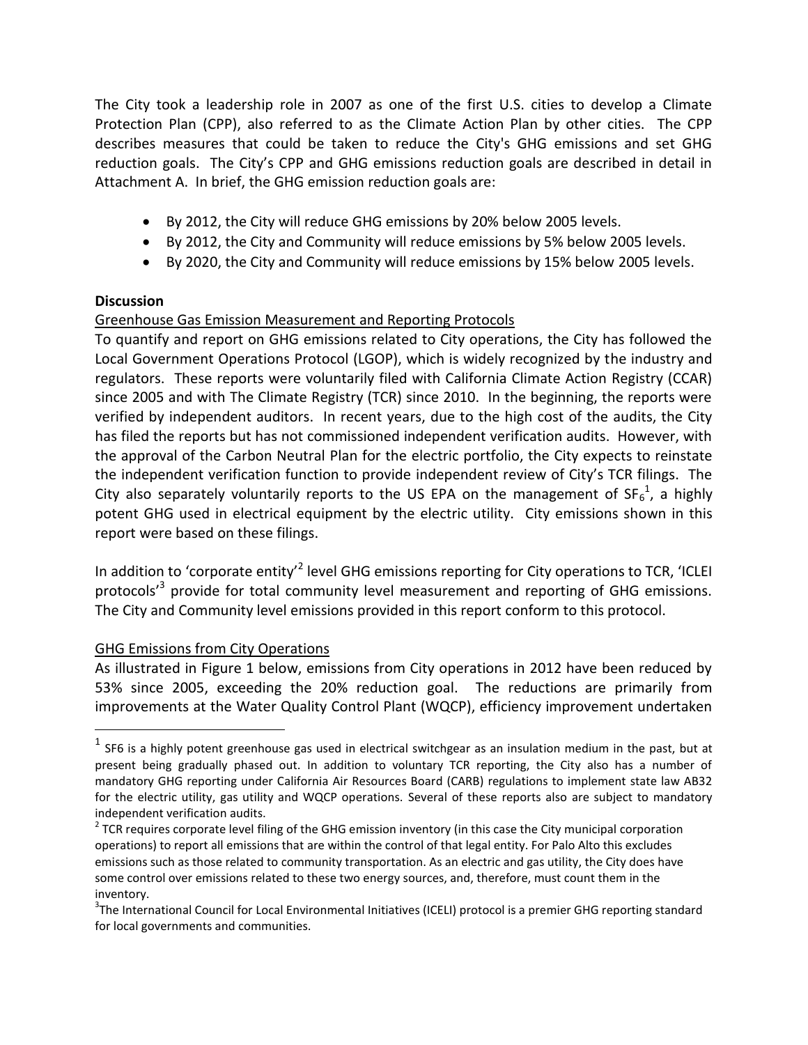The City took a leadership role in 2007 as one of the first U.S. cities to develop a Climate Protection Plan (CPP), also referred to as the Climate Action Plan by other cities. The CPP describes measures that could be taken to reduce the City's GHG emissions and set GHG reduction goals. The City's CPP and GHG emissions reduction goals are described in detail in Attachment A. In brief, the GHG emission reduction goals are:

- By 2012, the City will reduce GHG emissions by 20% below 2005 levels.
- By 2012, the City and Community will reduce emissions by 5% below 2005 levels.
- By 2020, the City and Community will reduce emissions by 15% below 2005 levels.

**Discussion**

Greenhouse Gas Emission Measurement and Reporting Protocols

To quantify and report on GHG emissions related to City operations, the City has followed the Local Government Operations Protocol (LGOP), which is widely recognized by the industry and regulators. These reports were voluntarily filed with California Climate Action Registry (CCAR) since 2005 and with The Climate Registry (TCR) since 2010. In the beginning, the reports were verified by independent auditors. In recent years, due to the high cost of the audits, the City has filed the reports but has not commissioned independent verification audits. However, with the approval of the Carbon Neutral Plan for the electric portfolio, the City expects to reinstate the independent verification function to provide independent review of City's TCR filings. The City also separately voluntarily reports to the US EPA on the management of $SF_6$[1], a highly potent GHG used in electrical equipment by the electric utility. City emissions shown in this report were based on these filings.

In addition to 'corporate entity'[2] level GHG emissions reporting for City operations to TCR, 'ICLEI protocols'[3] provide for total community level measurement and reporting of GHG emissions. The City and Community level emissions provided in this report conform to this protocol.

GHG Emissions from City Operations

As illustrated in Figure 1 below, emissions from City operations in 2012 have been reduced by 53% since 2005, exceeding the 20% reduction goal. The reductions are primarily from improvements at the Water Quality Control Plant (WQCP), efficiency improvement undertaken

---

[1] SF6 is a highly potent greenhouse gas used in electrical switchgear as an insulation medium in the past, but at present being gradually phased out. In addition to voluntary TCR reporting, the City also has a number of mandatory GHG reporting under California Air Resources Board (CARB) regulations to implement state law AB32 for the electric utility, gas utility and WQCP operations. Several of these reports also are subject to mandatory independent verification audits.

[2] TCR requires corporate level filing of the GHG emission inventory (in this case the City municipal corporation operations) to report all emissions that are within the control of that legal entity. For Palo Alto this excludes emissions such as those related to community transportation. As an electric and gas utility, the City does have some control over emissions related to these two energy sources, and, therefore, must count them in the inventory.

[3] The International Council for Local Environmental Initiatives (ICELI) protocol is a premier GHG reporting standard for local governments and communities.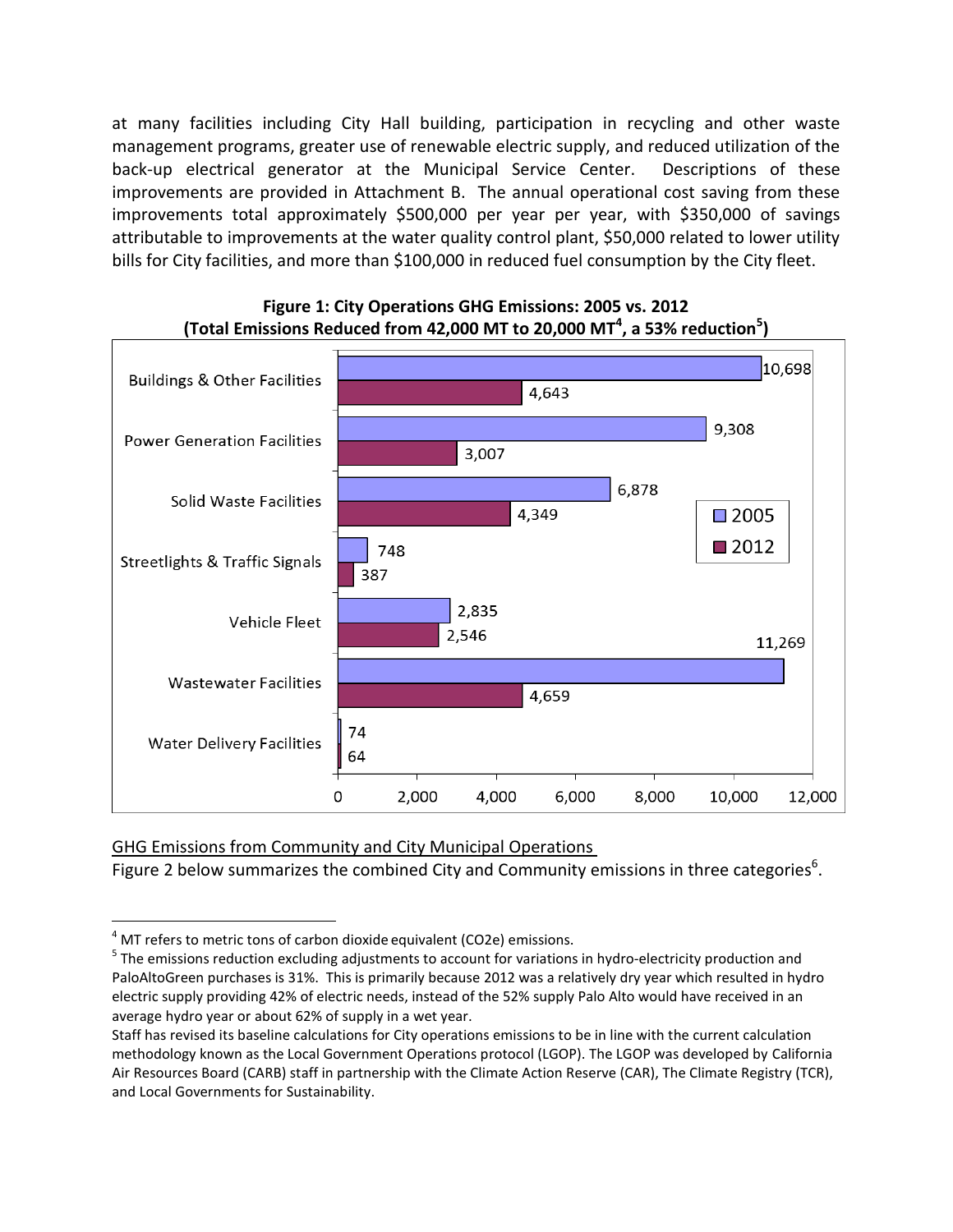at many facilities including City Hall building, participation in recycling and other waste management programs, greater use of renewable electric supply, and reduced utilization of the back-up electrical generator at the Municipal Service Center. Descriptions of these improvements are provided in Attachment B. The annual operational cost saving from these improvements total approximately $500,000 per year per year, with $350,000 of savings attributable to improvements at the water quality control plant, $50,000 related to lower utility bills for City facilities, and more than $100,000 in reduced fuel consumption by the City fleet.

**Figure 1: City Operations GHG Emissions: 2005 vs. 2012**
**(Total Emissions Reduced from 42,000 MT to 20,000 MT[4], a 53% reduction[5])**

| | 2005 | 2012 |
|---|---|---|
| Buildings & Other Facilities | 10,698 | 4,643 |
| Power Generation Facilities | 9,308 | 3,007 |
| Solid Waste Facilities | 6,878 | 4,349 |
| Streetlights & Traffic Signals | 748 | 387 |
| Vehicle Fleet | 2,835 | 2,546 |
| Wastewater Facilities | 11,269 | 4,659 |
| Water Delivery Facilities | 74 | 64 |

GHG Emissions from Community and City Municipal Operations

Figure 2 below summarizes the combined City and Community emissions in three categories[6].

---

[4] MT refers to metric tons of carbon dioxide equivalent (CO2e) emissions.

[5] The emissions reduction excluding adjustments to account for variations in hydro-electricity production and PaloAltoGreen purchases is 31%. This is primarily because 2012 was a relatively dry year which resulted in hydro electric supply providing 42% of electric needs, instead of the 52% supply Palo Alto would have received in an average hydro year or about 62% of supply in a wet year.

Staff has revised its baseline calculations for City operations emissions to be in line with the current calculation methodology known as the Local Government Operations protocol (LGOP). The LGOP was developed by California Air Resources Board (CARB) staff in partnership with the Climate Action Reserve (CAR), The Climate Registry (TCR), and Local Governments for Sustainability.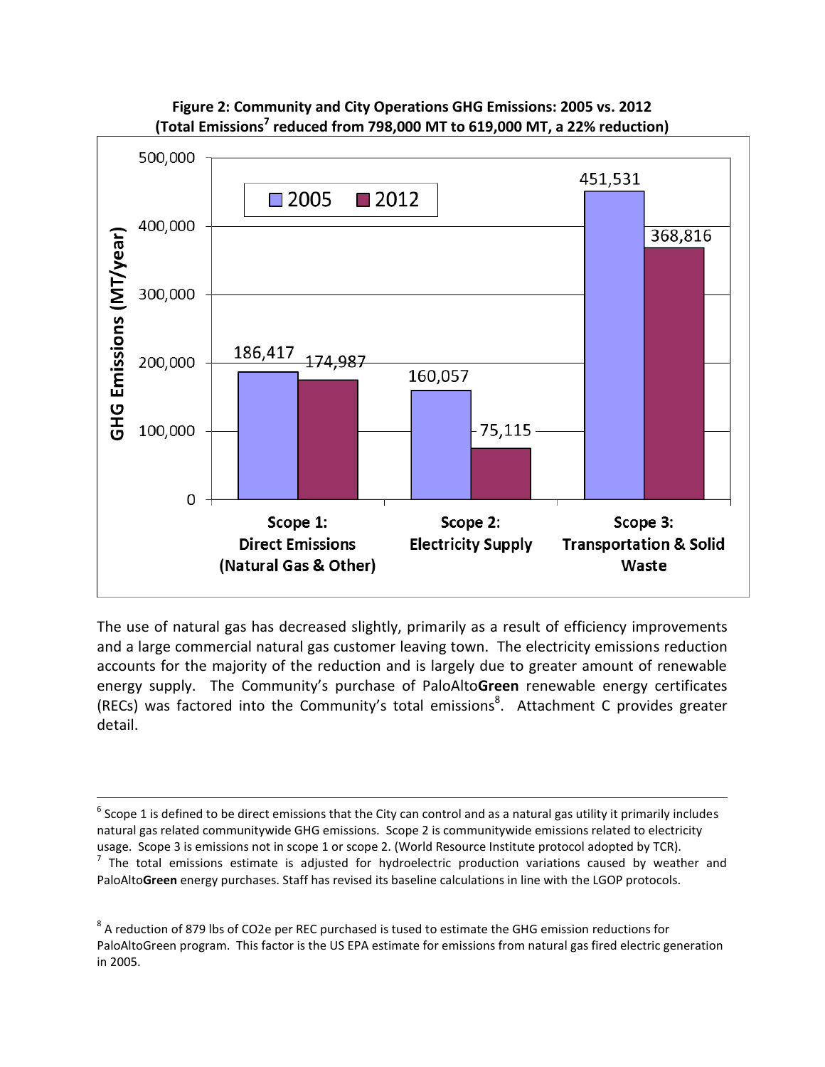**Figure 2: Community and City Operations GHG Emissions: 2005 vs. 2012**
**(Total Emissions[7] reduced from 798,000 MT to 619,000 MT, a 22% reduction)**

| GHG Emissions (MT/year) | 2005 | 2012 |
|---|---|---|
| Scope 1: Direct Emissions (Natural Gas & Other) | 186,417 | 174,987 |
| Scope 2: Electricity Supply | 160,057 | 75,115 |
| Scope 3: Transportation & Solid Waste | 451,531 | 368,816 |

The use of natural gas has decreased slightly, primarily as a result of efficiency improvements and a large commercial natural gas customer leaving town. The electricity emissions reduction accounts for the majority of the reduction and is largely due to greater amount of renewable energy supply. The Community's purchase of PaloAlto**Green** renewable energy certificates (RECs) was factored into the Community's total emissions[8]. Attachment C provides greater detail.

---

[6] Scope 1 is defined to be direct emissions that the City can control and as a natural gas utility it primarily includes natural gas related communitywide GHG emissions. Scope 2 is communitywide emissions related to electricity usage. Scope 3 is emissions not in scope 1 or scope 2. (World Resource Institute protocol adopted by TCR).

[7] The total emissions estimate is adjusted for hydroelectric production variations caused by weather and PaloAlto**Green** energy purchases. Staff has revised its baseline calculations in line with the LGOP protocols.

[8] A reduction of 879 lbs of CO2e per REC purchased is tused to estimate the GHG emission reductions for PaloAltoGreen program. This factor is the US EPA estimate for emissions from natural gas fired electric generation in 2005.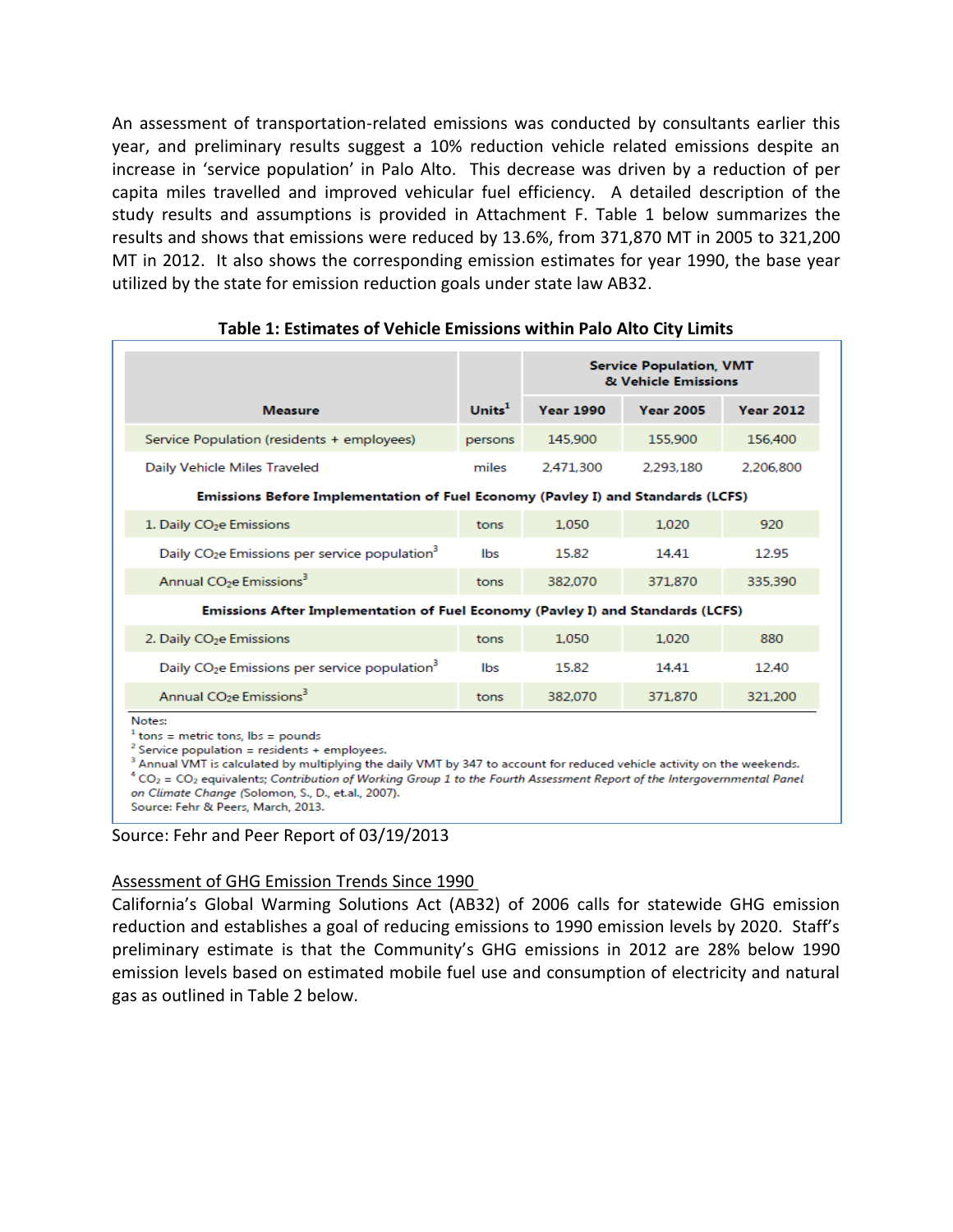An assessment of transportation-related emissions was conducted by consultants earlier this year, and preliminary results suggest a 10% reduction vehicle related emissions despite an increase in 'service population' in Palo Alto. This decrease was driven by a reduction of per capita miles travelled and improved vehicular fuel efficiency. A detailed description of the study results and assumptions is provided in Attachment F. Table 1 below summarizes the results and shows that emissions were reduced by 13.6%, from 371,870 MT in 2005 to 321,200 MT in 2012. It also shows the corresponding emission estimates for year 1990, the base year utilized by the state for emission reduction goals under state law AB32.

**Table 1: Estimates of Vehicle Emissions within Palo Alto City Limits**

| Measure | Units[1] | Service Population, VMT & Vehicle Emissions | | |
|---|---|---|---|---|
| | | Year 1990 | Year 2005 | Year 2012 |
| Service Population (residents + employees) | persons | 145,900 | 155,900 | 156,400 |
| Daily Vehicle Miles Traveled | miles | 2,471,300 | 2,293,180 | 2,206,800 |
| **Emissions Before Implementation of Fuel Economy (Pavley I) and Standards (LCFS)** | | | | |
| 1. Daily $CO_2e$ Emissions | tons | 1,050 | 1,020 | 920 |
| Daily $CO_2e$ Emissions per service population[3] | lbs | 15.82 | 14.41 | 12.95 |
| Annual $CO_2e$ Emissions[3] | tons | 382,070 | 371,870 | 335,390 |
| **Emissions After Implementation of Fuel Economy (Pavley I) and Standards (LCFS)** | | | | |
| 2. Daily $CO_2e$ Emissions | tons | 1,050 | 1,020 | 880 |
| Daily $CO_2e$ Emissions per service population[3] | lbs | 15.82 | 14.41 | 12.40 |
| Annual $CO_2e$ Emissions[3] | tons | 382,070 | 371,870 | 321,200 |

Notes:
[1] tons = metric tons, lbs = pounds
[2] Service population = residents + employees.
[3] Annual VMT is calculated by multiplying the daily VMT by 347 to account for reduced vehicle activity on the weekends.
[4] $CO_2$ = $CO_2$ equivalents; *Contribution of Working Group 1 to the Fourth Assessment Report of the Intergovernmental Panel on Climate Change* (Solomon, S., D., et.al., 2007).
Source: Fehr & Peers, March, 2013.

Source: Fehr and Peer Report of 03/19/2013

## Assessment of GHG Emission Trends Since 1990

California's Global Warming Solutions Act (AB32) of 2006 calls for statewide GHG emission reduction and establishes a goal of reducing emissions to 1990 emission levels by 2020. Staff's preliminary estimate is that the Community's GHG emissions in 2012 are 28% below 1990 emission levels based on estimated mobile fuel use and consumption of electricity and natural gas as outlined in Table 2 below.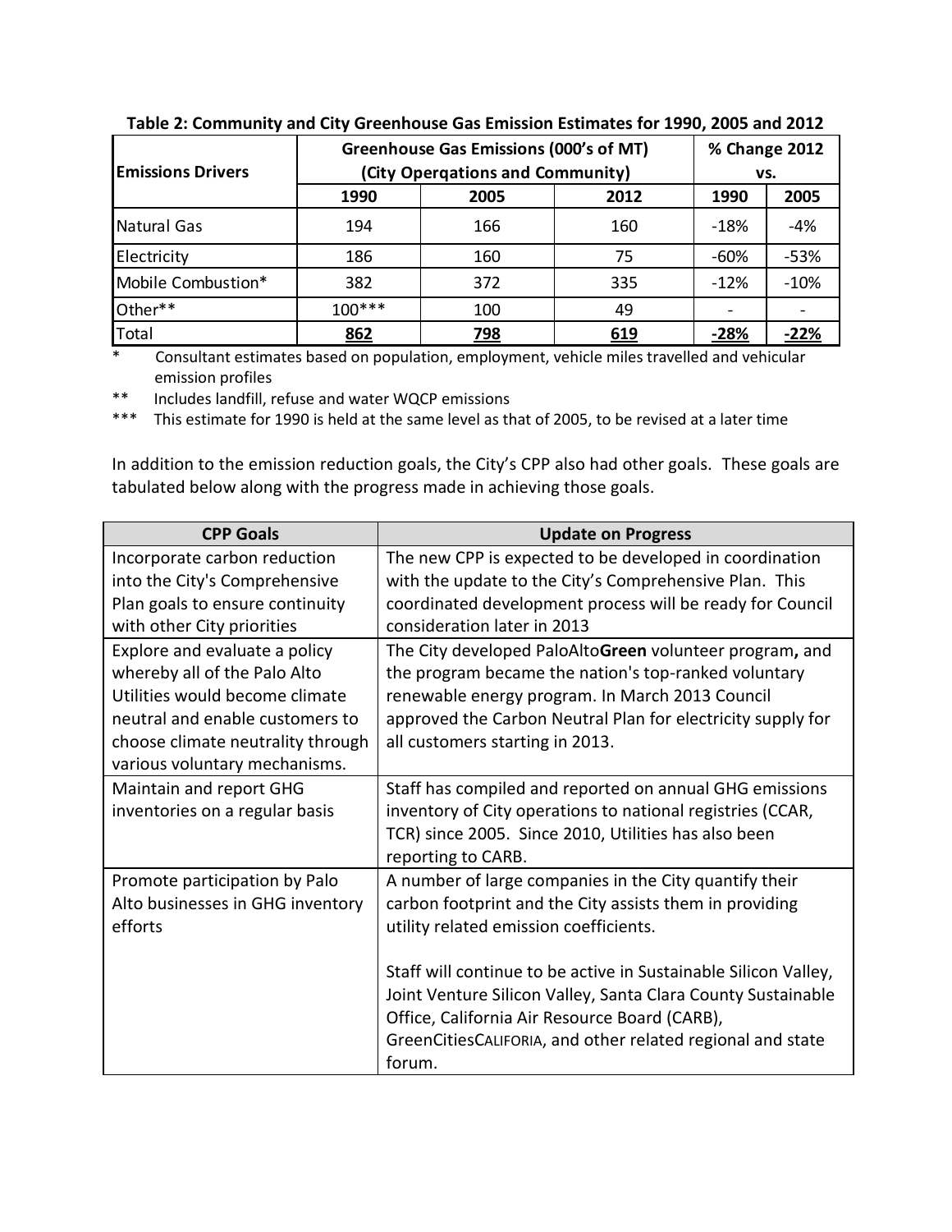**Table 2: Community and City Greenhouse Gas Emission Estimates for 1990, 2005 and 2012**

| Emissions Drivers | Greenhouse Gas Emissions (000's of MT) (City Operqations and Community) | | | % Change 2012 vs. | |
|---|---|---|---|---|---|
| | 1990 | 2005 | 2012 | 1990 | 2005 |
| Natural Gas | 194 | 166 | 160 | -18% | -4% |
| Electricity | 186 | 160 | 75 | -60% | -53% |
| Mobile Combustion* | 382 | 372 | 335 | -12% | -10% |
| Other** | 100*** | 100 | 49 | - | - |
| Total | **862** | **798** | **619** | **-28%** | **-22%** |

\* Consultant estimates based on population, employment, vehicle miles travelled and vehicular emission profiles

\*\* Includes landfill, refuse and water WQCP emissions

\*\*\* This estimate for 1990 is held at the same level as that of 2005, to be revised at a later time

In addition to the emission reduction goals, the City's CPP also had other goals. These goals are tabulated below along with the progress made in achieving those goals.

| CPP Goals | Update on Progress |
|---|---|
| Incorporate carbon reduction into the City's Comprehensive Plan goals to ensure continuity with other City priorities | The new CPP is expected to be developed in coordination with the update to the City's Comprehensive Plan. This coordinated development process will be ready for Council consideration later in 2013 |
| Explore and evaluate a policy whereby all of the Palo Alto Utilities would become climate neutral and enable customers to choose climate neutrality through various voluntary mechanisms. | The City developed PaloAlto**Green** volunteer program**,** and the program became the nation's top-ranked voluntary renewable energy program. In March 2013 Council approved the Carbon Neutral Plan for electricity supply for all customers starting in 2013. |
| Maintain and report GHG inventories on a regular basis | Staff has compiled and reported on annual GHG emissions inventory of City operations to national registries (CCAR, TCR) since 2005. Since 2010, Utilities has also been reporting to CARB. |
| Promote participation by Palo Alto businesses in GHG inventory efforts | A number of large companies in the City quantify their carbon footprint and the City assists them in providing utility related emission coefficients. <br><br> Staff will continue to be active in Sustainable Silicon Valley, Joint Venture Silicon Valley, Santa Clara County Sustainable Office, California Air Resource Board (CARB), GreenCitiesCALIFORIA, and other related regional and state forum. |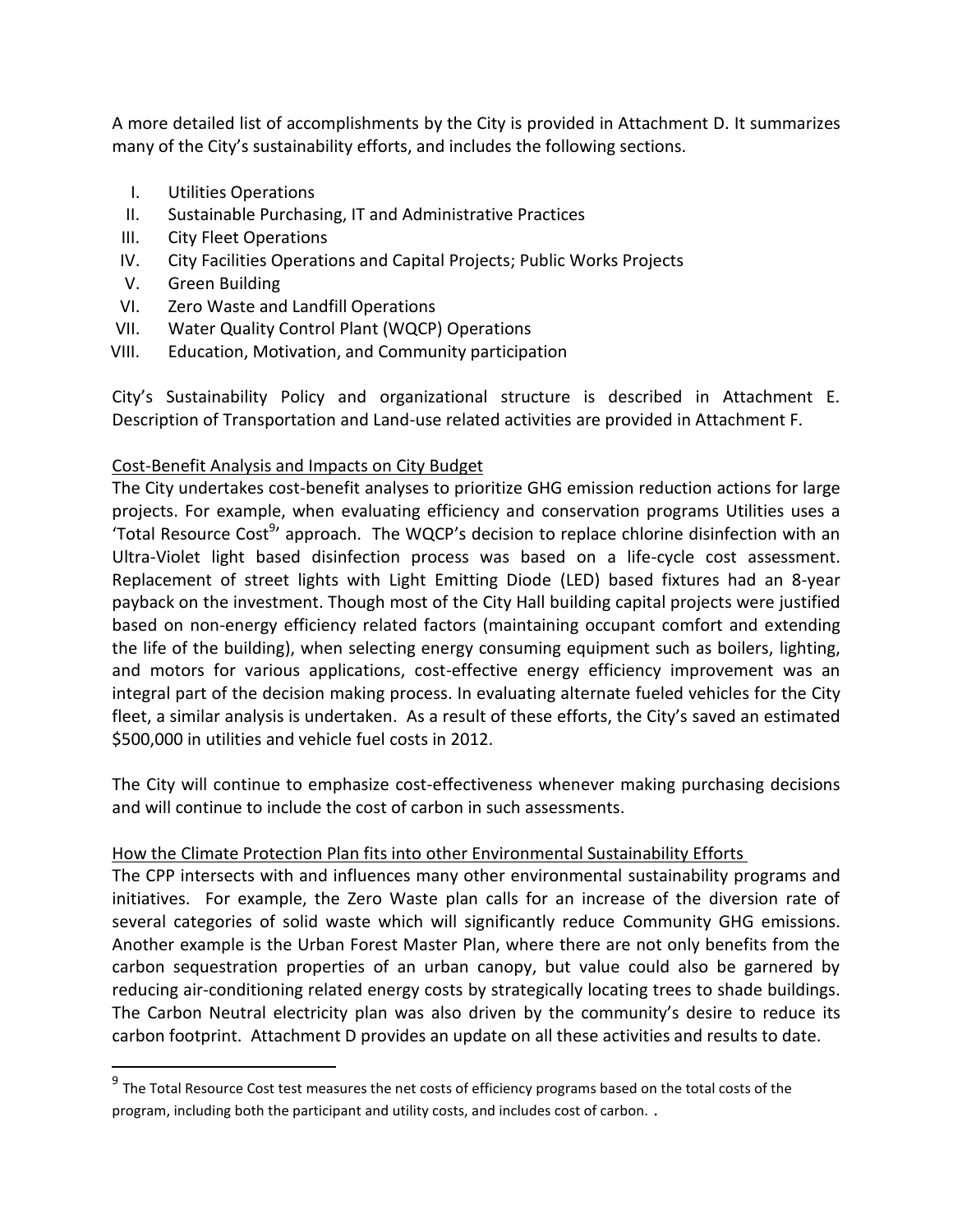A more detailed list of accomplishments by the City is provided in Attachment D. It summarizes many of the City's sustainability efforts, and includes the following sections.

I. Utilities Operations
II. Sustainable Purchasing, IT and Administrative Practices
III. City Fleet Operations
IV. City Facilities Operations and Capital Projects; Public Works Projects
V. Green Building
VI. Zero Waste and Landfill Operations
VII. Water Quality Control Plant (WQCP) Operations
VIII. Education, Motivation, and Community participation

City's Sustainability Policy and organizational structure is described in Attachment E. Description of Transportation and Land-use related activities are provided in Attachment F.

## Cost-Benefit Analysis and Impacts on City Budget

The City undertakes cost-benefit analyses to prioritize GHG emission reduction actions for large projects. For example, when evaluating efficiency and conservation programs Utilities uses a 'Total Resource Cost[9]' approach. The WQCP's decision to replace chlorine disinfection with an Ultra-Violet light based disinfection process was based on a life-cycle cost assessment. Replacement of street lights with Light Emitting Diode (LED) based fixtures had an 8-year payback on the investment. Though most of the City Hall building capital projects were justified based on non-energy efficiency related factors (maintaining occupant comfort and extending the life of the building), when selecting energy consuming equipment such as boilers, lighting, and motors for various applications, cost-effective energy efficiency improvement was an integral part of the decision making process. In evaluating alternate fueled vehicles for the City fleet, a similar analysis is undertaken. As a result of these efforts, the City's saved an estimated $500,000 in utilities and vehicle fuel costs in 2012.

The City will continue to emphasize cost-effectiveness whenever making purchasing decisions and will continue to include the cost of carbon in such assessments.

## How the Climate Protection Plan fits into other Environmental Sustainability Efforts

The CPP intersects with and influences many other environmental sustainability programs and initiatives. For example, the Zero Waste plan calls for an increase of the diversion rate of several categories of solid waste which will significantly reduce Community GHG emissions. Another example is the Urban Forest Master Plan, where there are not only benefits from the carbon sequestration properties of an urban canopy, but value could also be garnered by reducing air-conditioning related energy costs by strategically locating trees to shade buildings. The Carbon Neutral electricity plan was also driven by the community's desire to reduce its carbon footprint. Attachment D provides an update on all these activities and results to date.

---

[9] The Total Resource Cost test measures the net costs of efficiency programs based on the total costs of the program, including both the participant and utility costs, and includes cost of carbon. .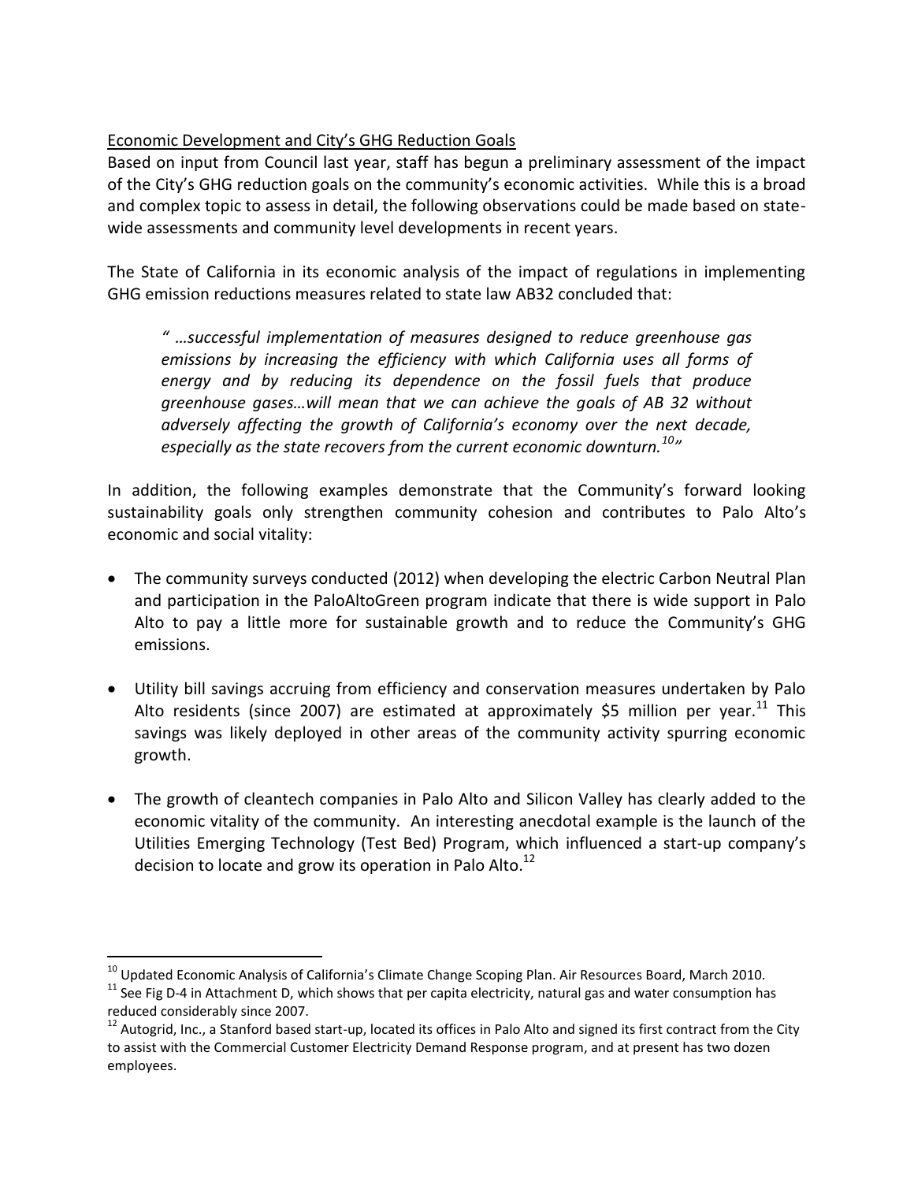Economic Development and City's GHG Reduction Goals

Based on input from Council last year, staff has begun a preliminary assessment of the impact of the City's GHG reduction goals on the community's economic activities. While this is a broad and complex topic to assess in detail, the following observations could be made based on state-wide assessments and community level developments in recent years.

The State of California in its economic analysis of the impact of regulations in implementing GHG emission reductions measures related to state law AB32 concluded that:

> *" …successful implementation of measures designed to reduce greenhouse gas emissions by increasing the efficiency with which California uses all forms of energy and by reducing its dependence on the fossil fuels that produce greenhouse gases…will mean that we can achieve the goals of AB 32 without adversely affecting the growth of California's economy over the next decade, especially as the state recovers from the current economic downturn.[10]"*

In addition, the following examples demonstrate that the Community's forward looking sustainability goals only strengthen community cohesion and contributes to Palo Alto's economic and social vitality:

- The community surveys conducted (2012) when developing the electric Carbon Neutral Plan and participation in the PaloAltoGreen program indicate that there is wide support in Palo Alto to pay a little more for sustainable growth and to reduce the Community's GHG emissions.
- Utility bill savings accruing from efficiency and conservation measures undertaken by Palo Alto residents (since 2007) are estimated at approximately $5 million per year.[11] This savings was likely deployed in other areas of the community activity spurring economic growth.
- The growth of cleantech companies in Palo Alto and Silicon Valley has clearly added to the economic vitality of the community. An interesting anecdotal example is the launch of the Utilities Emerging Technology (Test Bed) Program, which influenced a start-up company's decision to locate and grow its operation in Palo Alto.[12]

---

[10] Updated Economic Analysis of California's Climate Change Scoping Plan. Air Resources Board, March 2010.

[11] See Fig D-4 in Attachment D, which shows that per capita electricity, natural gas and water consumption has reduced considerably since 2007.

[12] Autogrid, Inc., a Stanford based start-up, located its offices in Palo Alto and signed its first contract from the City to assist with the Commercial Customer Electricity Demand Response program, and at present has two dozen employees.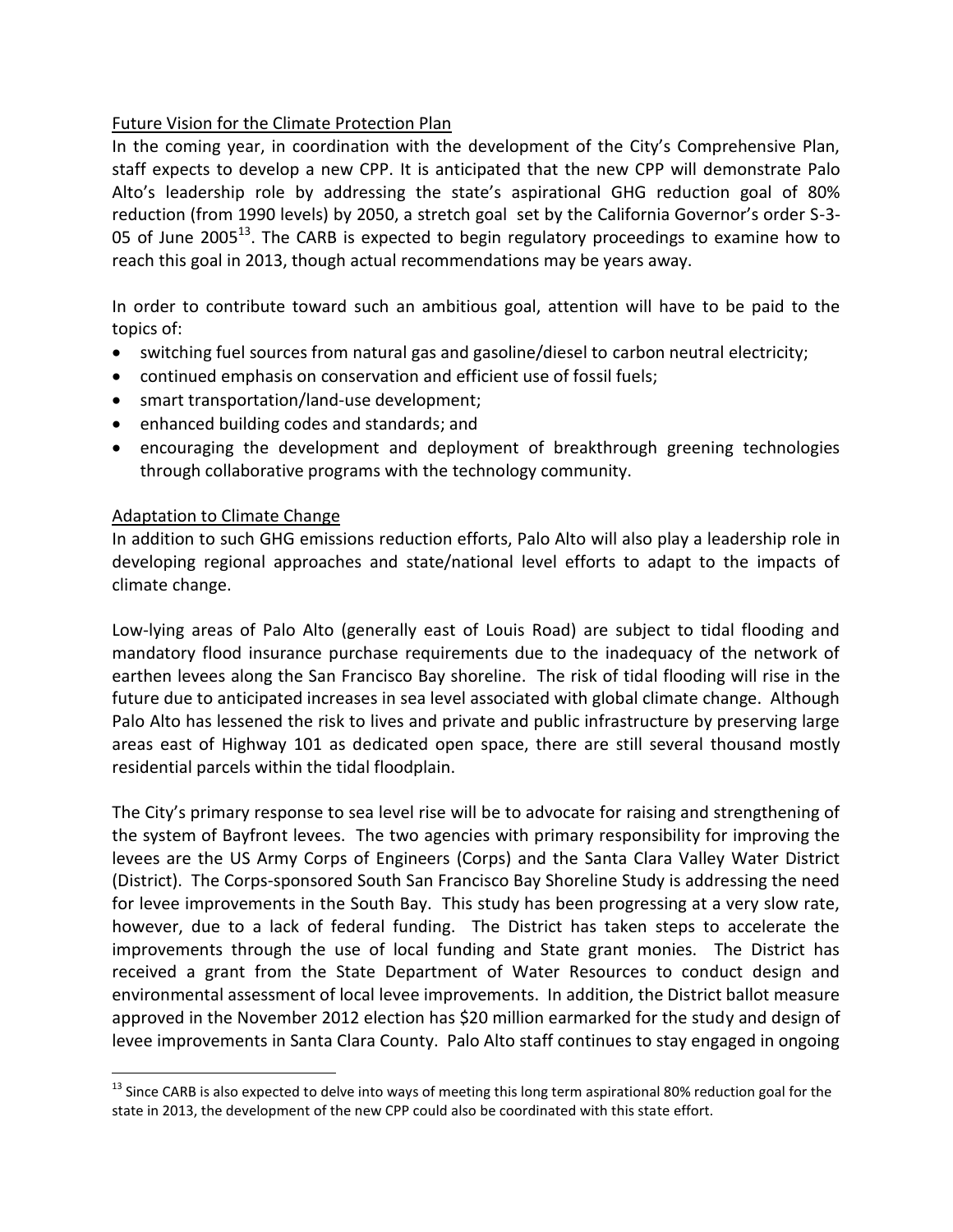Future Vision for the Climate Protection Plan

In the coming year, in coordination with the development of the City's Comprehensive Plan, staff expects to develop a new CPP. It is anticipated that the new CPP will demonstrate Palo Alto's leadership role by addressing the state's aspirational GHG reduction goal of 80% reduction (from 1990 levels) by 2050, a stretch goal set by the California Governor's order S-3-05 of June 2005[13]. The CARB is expected to begin regulatory proceedings to examine how to reach this goal in 2013, though actual recommendations may be years away.

In order to contribute toward such an ambitious goal, attention will have to be paid to the topics of:

- switching fuel sources from natural gas and gasoline/diesel to carbon neutral electricity;
- continued emphasis on conservation and efficient use of fossil fuels;
- smart transportation/land-use development;
- enhanced building codes and standards; and
- encouraging the development and deployment of breakthrough greening technologies through collaborative programs with the technology community.

Adaptation to Climate Change

In addition to such GHG emissions reduction efforts, Palo Alto will also play a leadership role in developing regional approaches and state/national level efforts to adapt to the impacts of climate change.

Low-lying areas of Palo Alto (generally east of Louis Road) are subject to tidal flooding and mandatory flood insurance purchase requirements due to the inadequacy of the network of earthen levees along the San Francisco Bay shoreline. The risk of tidal flooding will rise in the future due to anticipated increases in sea level associated with global climate change. Although Palo Alto has lessened the risk to lives and private and public infrastructure by preserving large areas east of Highway 101 as dedicated open space, there are still several thousand mostly residential parcels within the tidal floodplain.

The City's primary response to sea level rise will be to advocate for raising and strengthening of the system of Bayfront levees. The two agencies with primary responsibility for improving the levees are the US Army Corps of Engineers (Corps) and the Santa Clara Valley Water District (District). The Corps-sponsored South San Francisco Bay Shoreline Study is addressing the need for levee improvements in the South Bay. This study has been progressing at a very slow rate, however, due to a lack of federal funding. The District has taken steps to accelerate the improvements through the use of local funding and State grant monies. The District has received a grant from the State Department of Water Resources to conduct design and environmental assessment of local levee improvements. In addition, the District ballot measure approved in the November 2012 election has $20 million earmarked for the study and design of levee improvements in Santa Clara County. Palo Alto staff continues to stay engaged in ongoing

[13] Since CARB is also expected to delve into ways of meeting this long term aspirational 80% reduction goal for the state in 2013, the development of the new CPP could also be coordinated with this state effort.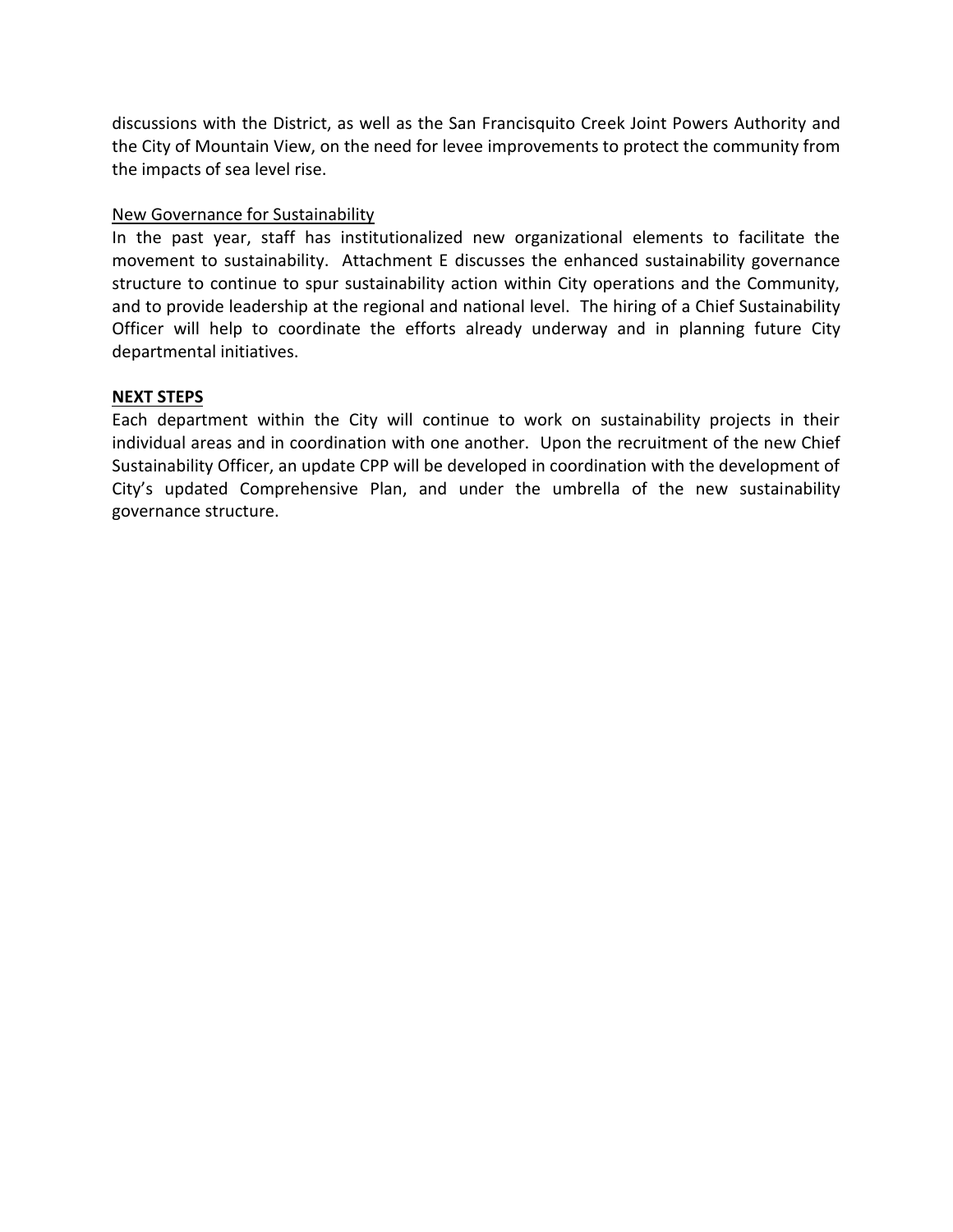discussions with the District, as well as the San Francisquito Creek Joint Powers Authority and the City of Mountain View, on the need for levee improvements to protect the community from the impacts of sea level rise.

<u>New Governance for Sustainability</u>

In the past year, staff has institutionalized new organizational elements to facilitate the movement to sustainability. Attachment E discusses the enhanced sustainability governance structure to continue to spur sustainability action within City operations and the Community, and to provide leadership at the regional and national level. The hiring of a Chief Sustainability Officer will help to coordinate the efforts already underway and in planning future City departmental initiatives.

**NEXT STEPS**

Each department within the City will continue to work on sustainability projects in their individual areas and in coordination with one another. Upon the recruitment of the new Chief Sustainability Officer, an update CPP will be developed in coordination with the development of City's updated Comprehensive Plan, and under the umbrella of the new sustainability governance structure.